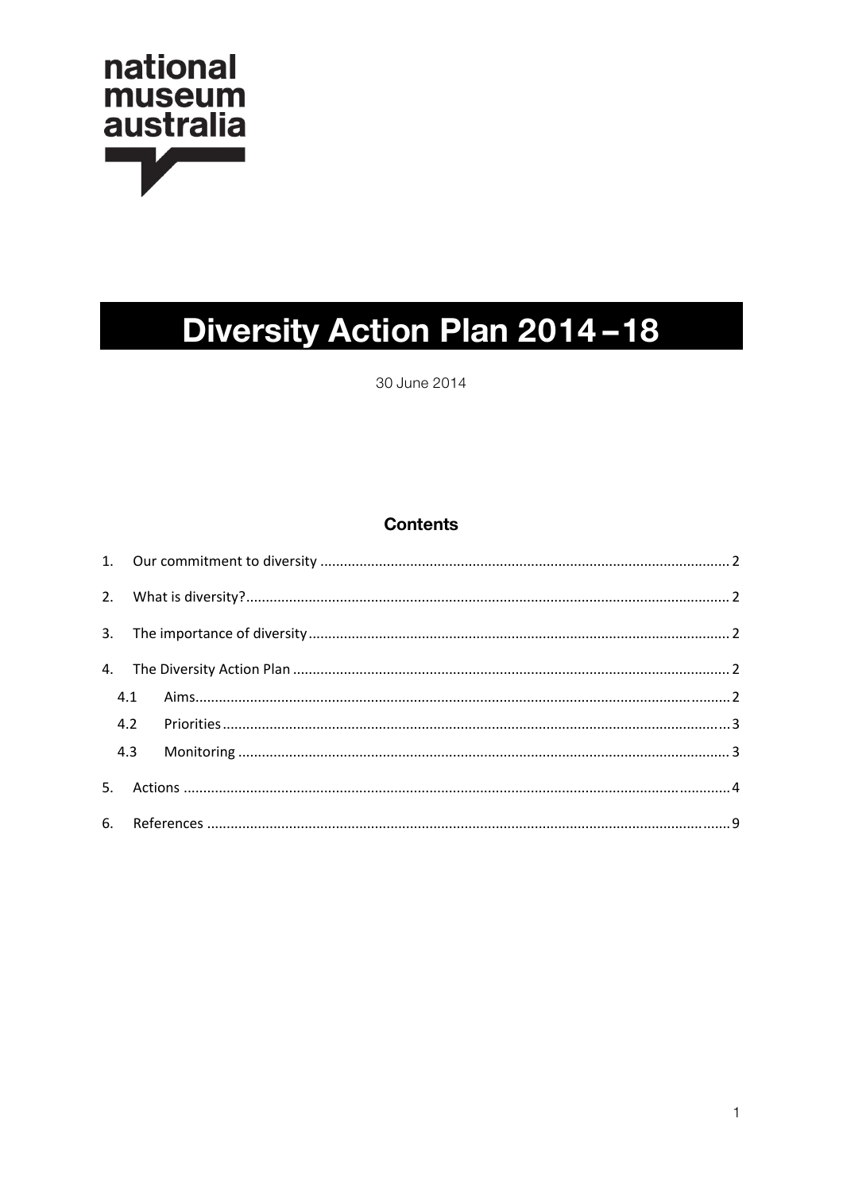national
museum
australia

# Diversity Action Plan 2014 – 18

30 June 2014

## Contents

1. Our commitment to diversity ........ 2
2. What is diversity? ........ 2
3. The importance of diversity ........ 2
4. The Diversity Action Plan ........ 2
   - 4.1 Aims ........ 2
   - 4.2 Priorities ........ 3
   - 4.3 Monitoring ........ 3
5. Actions ........ 4
6. References ........ 9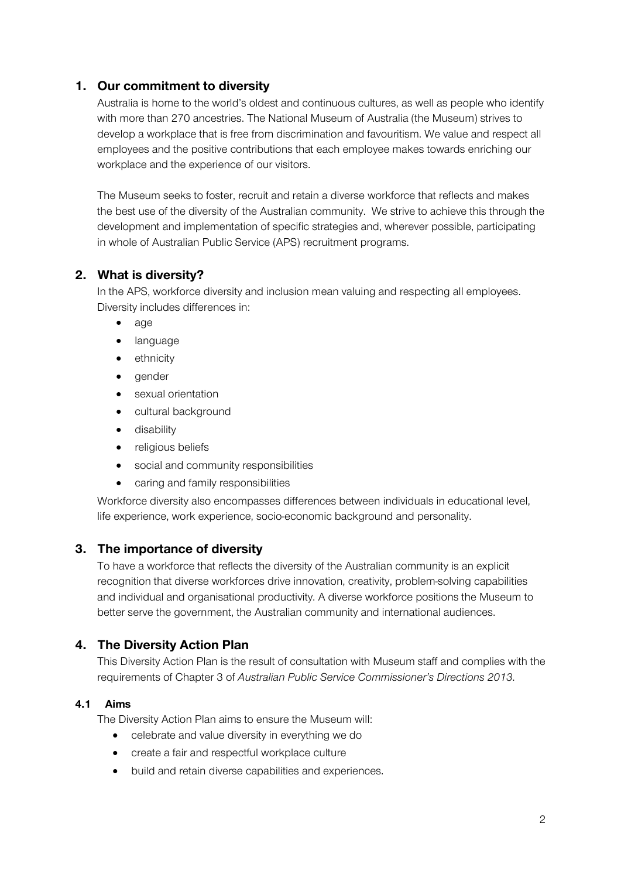## 1. Our commitment to diversity

Australia is home to the world's oldest and continuous cultures, as well as people who identify with more than 270 ancestries. The National Museum of Australia (the Museum) strives to develop a workplace that is free from discrimination and favouritism. We value and respect all employees and the positive contributions that each employee makes towards enriching our workplace and the experience of our visitors.

The Museum seeks to foster, recruit and retain a diverse workforce that reflects and makes the best use of the diversity of the Australian community. We strive to achieve this through the development and implementation of specific strategies and, wherever possible, participating in whole of Australian Public Service (APS) recruitment programs.

## 2. What is diversity?

In the APS, workforce diversity and inclusion mean valuing and respecting all employees. Diversity includes differences in:

- age
- language
- ethnicity
- gender
- sexual orientation
- cultural background
- disability
- religious beliefs
- social and community responsibilities
- caring and family responsibilities

Workforce diversity also encompasses differences between individuals in educational level, life experience, work experience, socio-economic background and personality.

## 3. The importance of diversity

To have a workforce that reflects the diversity of the Australian community is an explicit recognition that diverse workforces drive innovation, creativity, problem-solving capabilities and individual and organisational productivity. A diverse workforce positions the Museum to better serve the government, the Australian community and international audiences.

## 4. The Diversity Action Plan

This Diversity Action Plan is the result of consultation with Museum staff and complies with the requirements of Chapter 3 of *Australian Public Service Commissioner's Directions 2013*.

### 4.1 Aims

The Diversity Action Plan aims to ensure the Museum will:

- celebrate and value diversity in everything we do
- create a fair and respectful workplace culture
- build and retain diverse capabilities and experiences.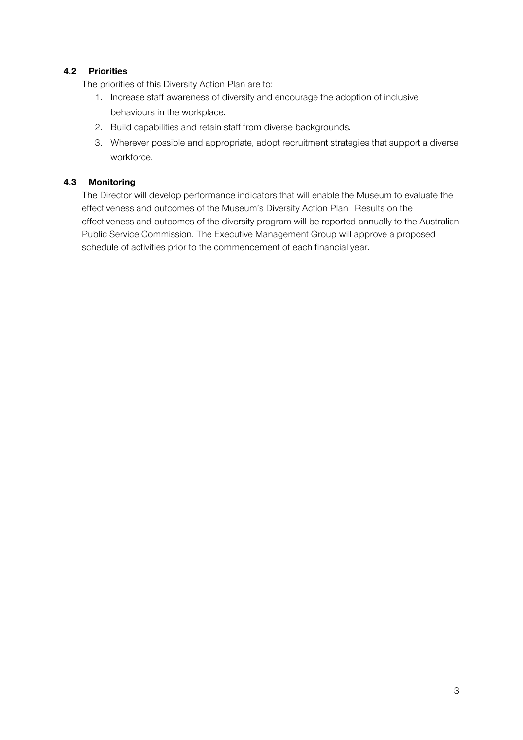### 4.2 Priorities

The priorities of this Diversity Action Plan are to:

1. Increase staff awareness of diversity and encourage the adoption of inclusive behaviours in the workplace.
2. Build capabilities and retain staff from diverse backgrounds.
3. Wherever possible and appropriate, adopt recruitment strategies that support a diverse workforce.

### 4.3 Monitoring

The Director will develop performance indicators that will enable the Museum to evaluate the effectiveness and outcomes of the Museum's Diversity Action Plan. Results on the effectiveness and outcomes of the diversity program will be reported annually to the Australian Public Service Commission. The Executive Management Group will approve a proposed schedule of activities prior to the commencement of each financial year.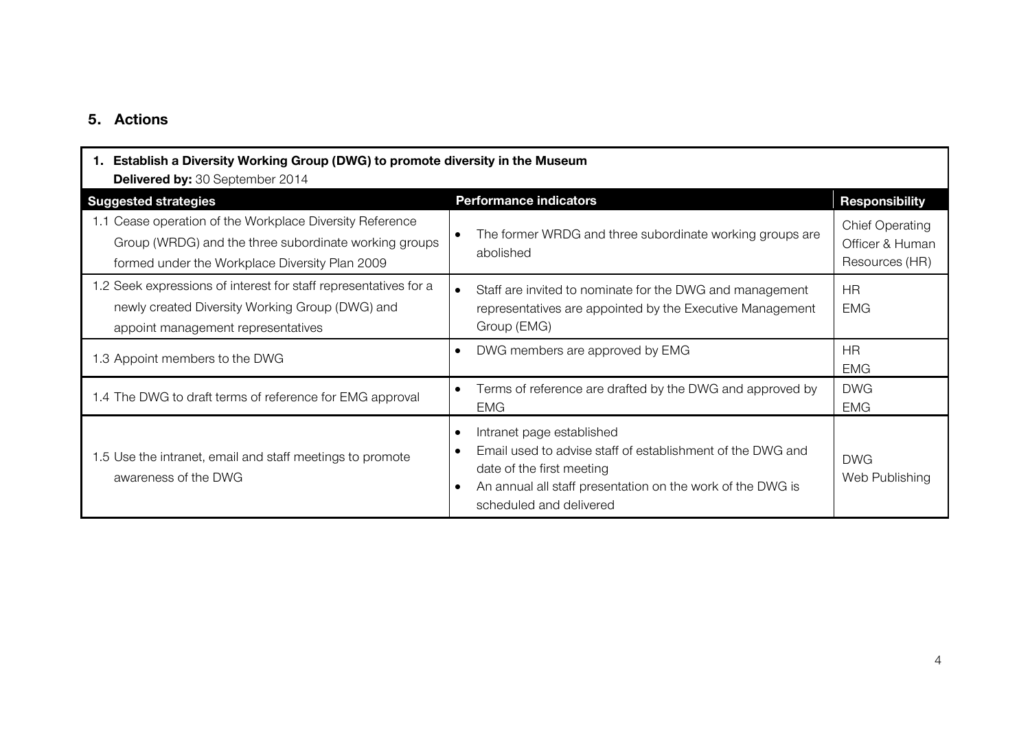## 5. Actions

**1. Establish a Diversity Working Group (DWG) to promote diversity in the Museum**
**Delivered by:** 30 September 2014

| Suggested strategies | Performance indicators | Responsibility |
| --- | --- | --- |
| 1.1 Cease operation of the Workplace Diversity Reference Group (WRDG) and the three subordinate working groups formed under the Workplace Diversity Plan 2009 | • The former WRDG and three subordinate working groups are abolished | Chief Operating Officer & Human Resources (HR) |
| 1.2 Seek expressions of interest for staff representatives for a newly created Diversity Working Group (DWG) and appoint management representatives | • Staff are invited to nominate for the DWG and management representatives are appointed by the Executive Management Group (EMG) | HR<br>EMG |
| 1.3 Appoint members to the DWG | • DWG members are approved by EMG | HR<br>EMG |
| 1.4 The DWG to draft terms of reference for EMG approval | • Terms of reference are drafted by the DWG and approved by EMG | DWG<br>EMG |
| 1.5 Use the intranet, email and staff meetings to promote awareness of the DWG | • Intranet page established<br>• Email used to advise staff of establishment of the DWG and date of the first meeting<br>• An annual all staff presentation on the work of the DWG is scheduled and delivered | DWG<br>Web Publishing |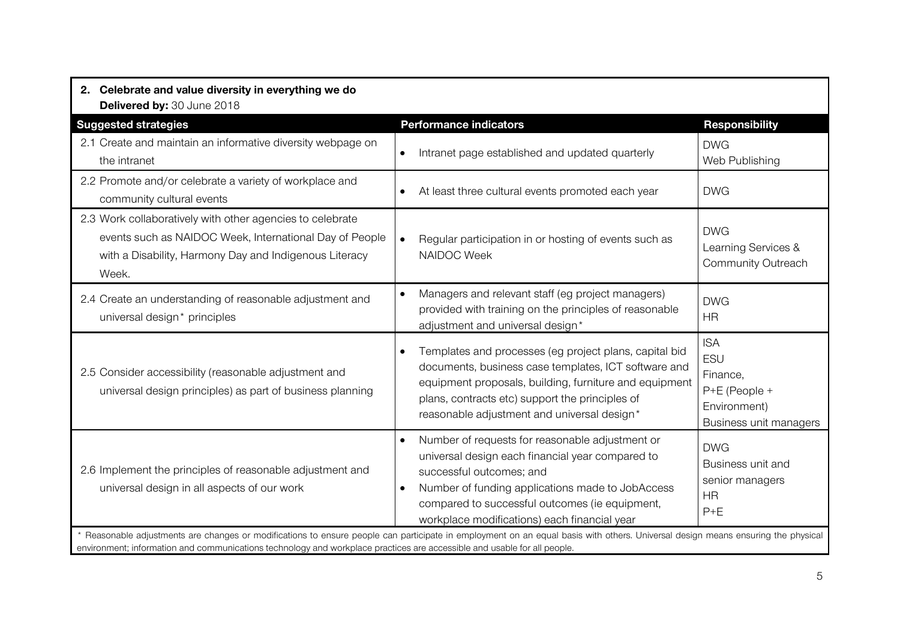## 2. Celebrate and value diversity in everything we do

**Delivered by:** 30 June 2018

| Suggested strategies | Performance indicators | Responsibility |
| --- | --- | --- |
| 2.1 Create and maintain an informative diversity webpage on the intranet | • Intranet page established and updated quarterly | DWG<br>Web Publishing |
| 2.2 Promote and/or celebrate a variety of workplace and community cultural events | • At least three cultural events promoted each year | DWG |
| 2.3 Work collaboratively with other agencies to celebrate events such as NAIDOC Week, International Day of People with a Disability, Harmony Day and Indigenous Literacy Week. | • Regular participation in or hosting of events such as NAIDOC Week | DWG<br>Learning Services & Community Outreach |
| 2.4 Create an understanding of reasonable adjustment and universal design* principles | • Managers and relevant staff (eg project managers) provided with training on the principles of reasonable adjustment and universal design* | DWG<br>HR |
| 2.5 Consider accessibility (reasonable adjustment and universal design principles) as part of business planning | • Templates and processes (eg project plans, capital bid documents, business case templates, ICT software and equipment proposals, building, furniture and equipment plans, contracts etc) support the principles of reasonable adjustment and universal design* | ISA<br>ESU<br>Finance,<br>P+E (People + Environment)<br>Business unit managers |
| 2.6 Implement the principles of reasonable adjustment and universal design in all aspects of our work | • Number of requests for reasonable adjustment or universal design each financial year compared to successful outcomes; and<br>• Number of funding applications made to JobAccess compared to successful outcomes (ie equipment, workplace modifications) each financial year | DWG<br>Business unit and senior managers<br>HR<br>P+E |

* Reasonable adjustments are changes or modifications to ensure people can participate in employment on an equal basis with others. Universal design means ensuring the physical environment; information and communications technology and workplace practices are accessible and usable for all people.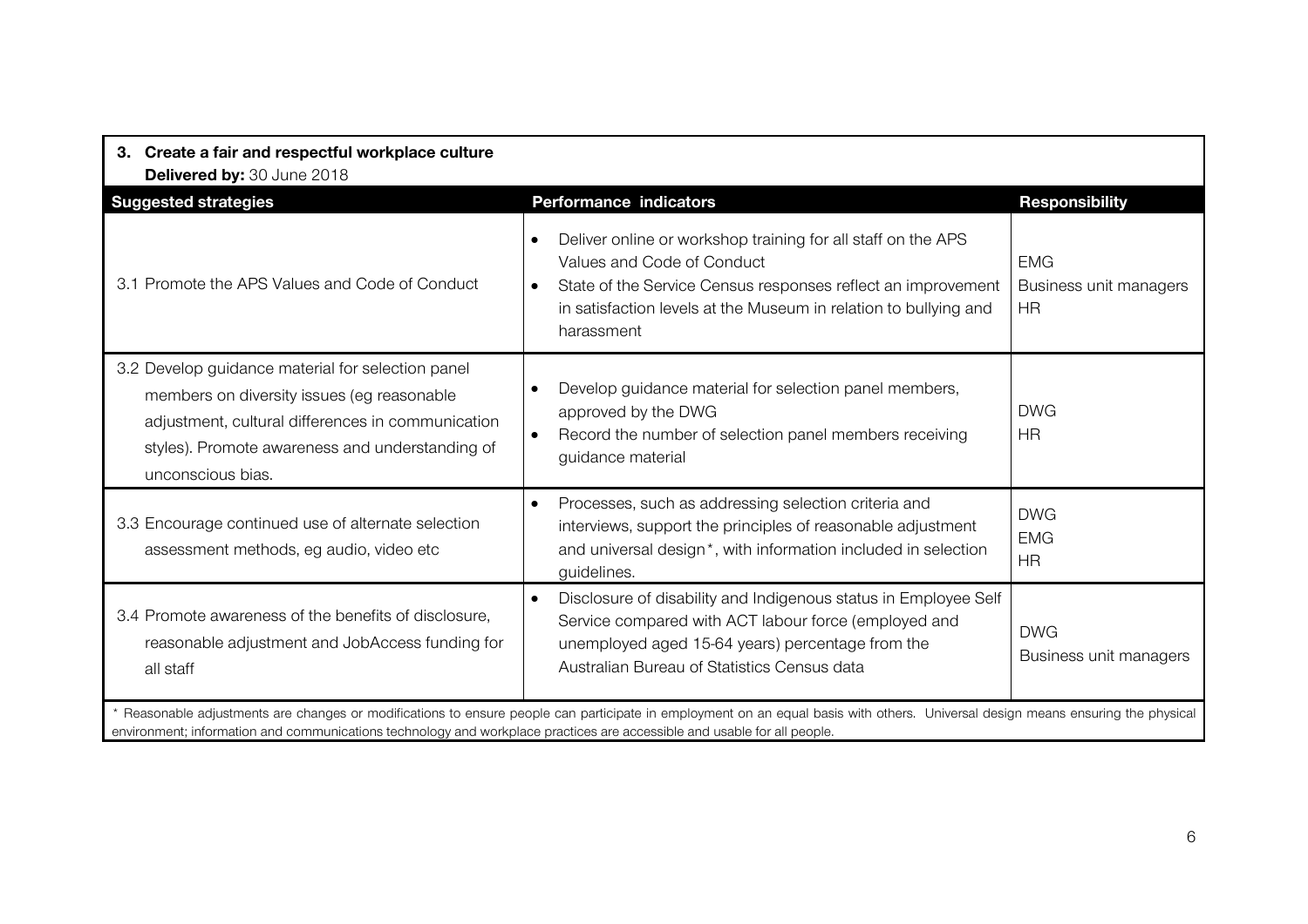### 3. Create a fair and respectful workplace culture

**Delivered by:** 30 June 2018

| Suggested strategies | Performance indicators | Responsibility |
|---|---|---|
| 3.1 Promote the APS Values and Code of Conduct | • Deliver online or workshop training for all staff on the APS Values and Code of Conduct<br>• State of the Service Census responses reflect an improvement in satisfaction levels at the Museum in relation to bullying and harassment | EMG<br>Business unit managers<br>HR |
| 3.2 Develop guidance material for selection panel members on diversity issues (eg reasonable adjustment, cultural differences in communication styles). Promote awareness and understanding of unconscious bias. | • Develop guidance material for selection panel members, approved by the DWG<br>• Record the number of selection panel members receiving guidance material | DWG<br>HR |
| 3.3 Encourage continued use of alternate selection assessment methods, eg audio, video etc | • Processes, such as addressing selection criteria and interviews, support the principles of reasonable adjustment and universal design*, with information included in selection guidelines. | DWG<br>EMG<br>HR |
| 3.4 Promote awareness of the benefits of disclosure, reasonable adjustment and JobAccess funding for all staff | • Disclosure of disability and Indigenous status in Employee Self Service compared with ACT labour force (employed and unemployed aged 15-64 years) percentage from the Australian Bureau of Statistics Census data | DWG<br>Business unit managers |

* Reasonable adjustments are changes or modifications to ensure people can participate in employment on an equal basis with others. Universal design means ensuring the physical environment; information and communications technology and workplace practices are accessible and usable for all people.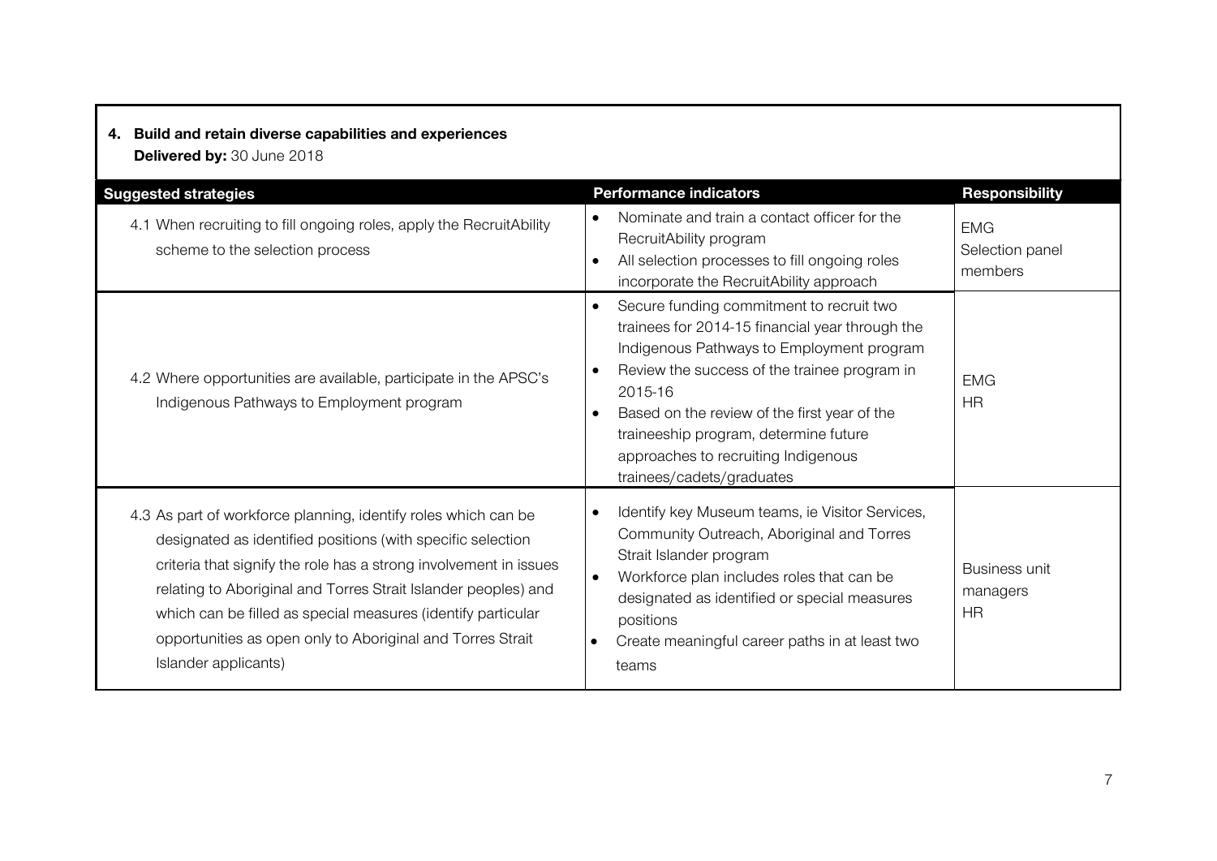**4. Build and retain diverse capabilities and experiences**
**Delivered by:** 30 June 2018

| Suggested strategies | Performance indicators | Responsibility |
| --- | --- | --- |
| 4.1 When recruiting to fill ongoing roles, apply the RecruitAbility scheme to the selection process | • Nominate and train a contact officer for the RecruitAbility program<br>• All selection processes to fill ongoing roles incorporate the RecruitAbility approach | EMG<br>Selection panel members |
| 4.2 Where opportunities are available, participate in the APSC's Indigenous Pathways to Employment program | • Secure funding commitment to recruit two trainees for 2014-15 financial year through the Indigenous Pathways to Employment program<br>• Review the success of the trainee program in 2015-16<br>• Based on the review of the first year of the traineeship program, determine future approaches to recruiting Indigenous trainees/cadets/graduates | EMG<br>HR |
| 4.3 As part of workforce planning, identify roles which can be designated as identified positions (with specific selection criteria that signify the role has a strong involvement in issues relating to Aboriginal and Torres Strait Islander peoples) and which can be filled as special measures (identify particular opportunities as open only to Aboriginal and Torres Strait Islander applicants) | • Identify key Museum teams, ie Visitor Services, Community Outreach, Aboriginal and Torres Strait Islander program<br>• Workforce plan includes roles that can be designated as identified or special measures positions<br>• Create meaningful career paths in at least two teams | Business unit managers<br>HR |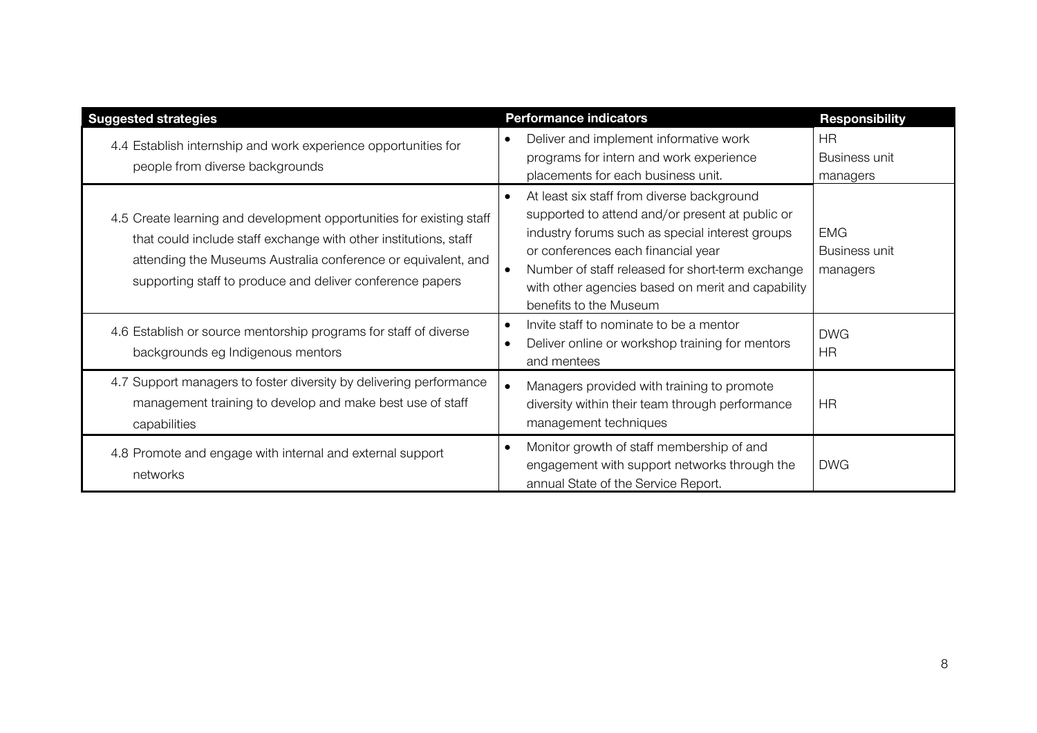| Suggested strategies | Performance indicators | Responsibility |
|---|---|---|
| 4.4 Establish internship and work experience opportunities for people from diverse backgrounds | • Deliver and implement informative work programs for intern and work experience placements for each business unit. | HR<br>Business unit managers |
| 4.5 Create learning and development opportunities for existing staff that could include staff exchange with other institutions, staff attending the Museums Australia conference or equivalent, and supporting staff to produce and deliver conference papers | • At least six staff from diverse background supported to attend and/or present at public or industry forums such as special interest groups or conferences each financial year<br>• Number of staff released for short-term exchange with other agencies based on merit and capability benefits to the Museum | EMG<br>Business unit managers |
| 4.6 Establish or source mentorship programs for staff of diverse backgrounds eg Indigenous mentors | • Invite staff to nominate to be a mentor<br>• Deliver online or workshop training for mentors and mentees | DWG<br>HR |
| 4.7 Support managers to foster diversity by delivering performance management training to develop and make best use of staff capabilities | • Managers provided with training to promote diversity within their team through performance management techniques | HR |
| 4.8 Promote and engage with internal and external support networks | • Monitor growth of staff membership of and engagement with support networks through the annual State of the Service Report. | DWG |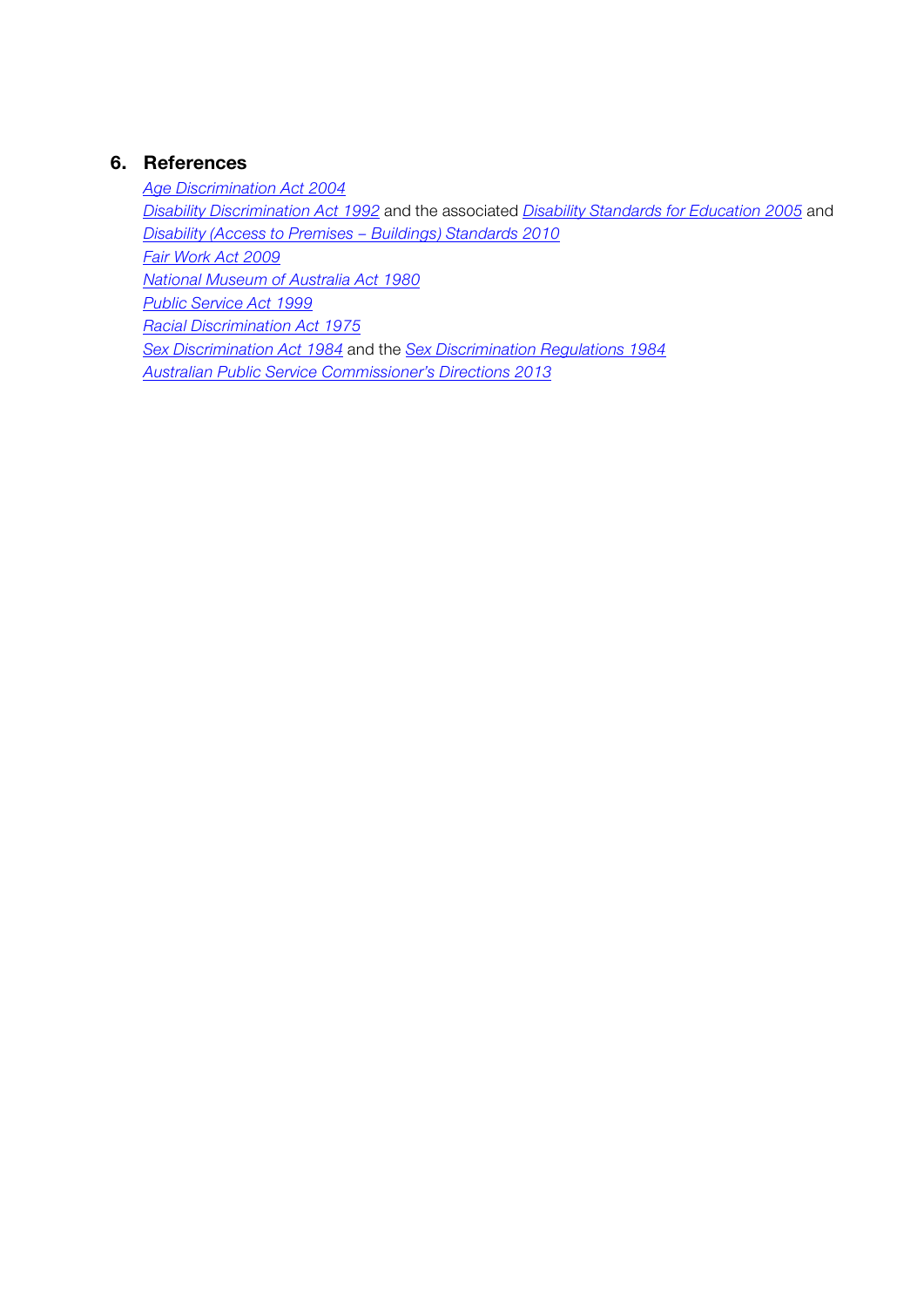## 6. References

*Age Discrimination Act 2004*

*Disability Discrimination Act 1992* and the associated *Disability Standards for Education 2005* and *Disability (Access to Premises – Buildings) Standards 2010*

*Fair Work Act 2009*

*National Museum of Australia Act 1980*

*Public Service Act 1999*

*Racial Discrimination Act 1975*

*Sex Discrimination Act 1984* and the *Sex Discrimination Regulations 1984*

*Australian Public Service Commissioner's Directions 2013*